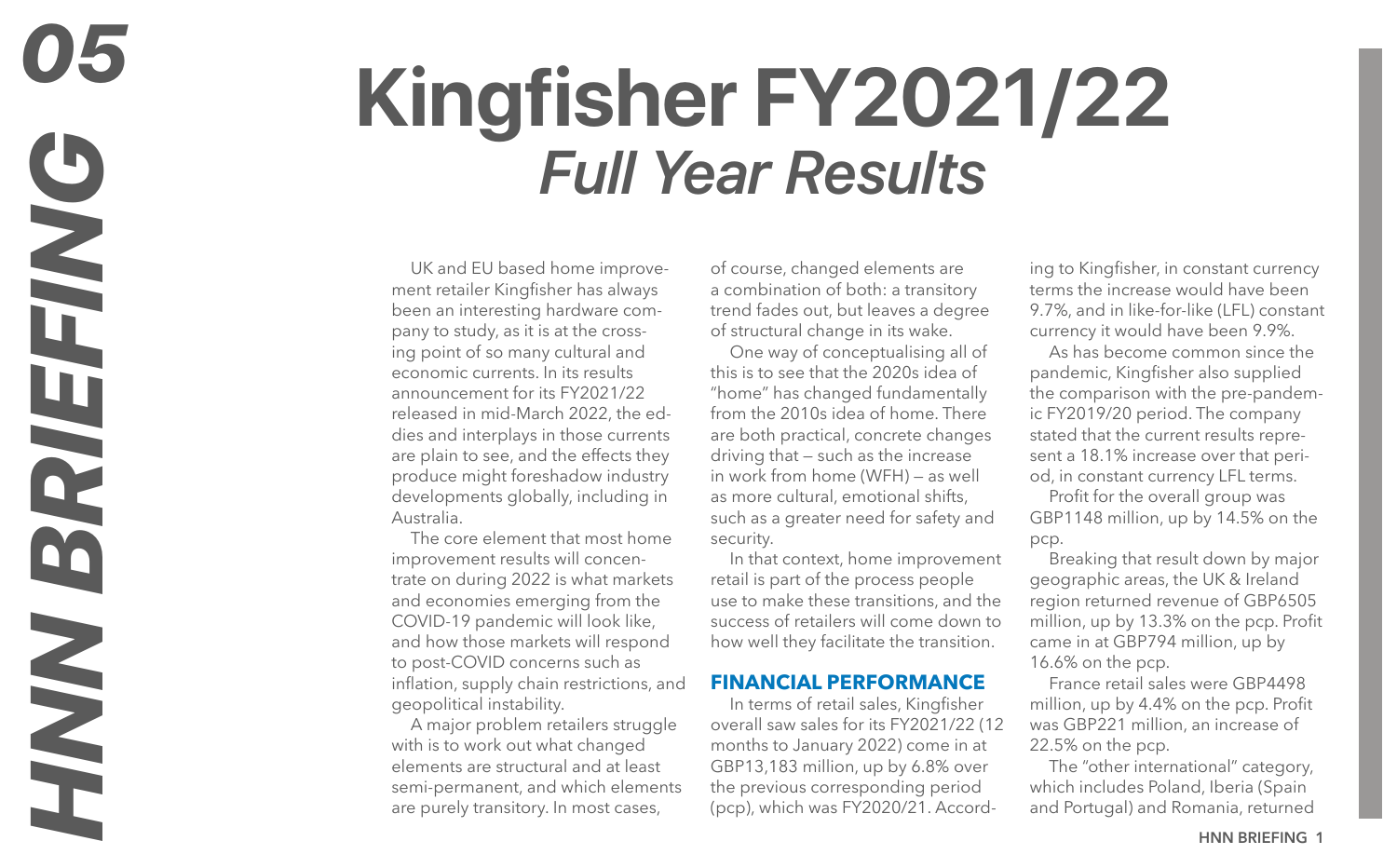# Kingfisher FY2021/22
## *Full Year Results*

UK and EU based home improvement retailer Kingfisher has always been an interesting hardware company to study, as it is at the crossing point of so many cultural and economic currents. In its results announcement for its FY2021/22 released in mid-March 2022, the eddies and interplays in those currents are plain to see, and the effects they produce might foreshadow industry developments globally, including in Australia.

The core element that most home improvement results will concentrate on during 2022 is what markets and economies emerging from the COVID-19 pandemic will look like, and how those markets will respond to post-COVID concerns such as inflation, supply chain restrictions, and geopolitical instability.

A major problem retailers struggle with is to work out what changed elements are structural and at least semi-permanent, and which elements are purely transitory. In most cases, of course, changed elements are a combination of both: a transitory trend fades out, but leaves a degree of structural change in its wake.

One way of conceptualising all of this is to see that the 2020s idea of "home" has changed fundamentally from the 2010s idea of home. There are both practical, concrete changes driving that — such as the increase in work from home (WFH) — as well as more cultural, emotional shifts, such as a greater need for safety and security.

In that context, home improvement retail is part of the process people use to make these transitions, and the success of retailers will come down to how well they facilitate the transition.

### FINANCIAL PERFORMANCE

In terms of retail sales, Kingfisher overall saw sales for its FY2021/22 (12 months to January 2022) come in at GBP13,183 million, up by 6.8% over the previous corresponding period (pcp), which was FY2020/21. According to Kingfisher, in constant currency terms the increase would have been 9.7%, and in like-for-like (LFL) constant currency it would have been 9.9%.

As has become common since the pandemic, Kingfisher also supplied the comparison with the pre-pandemic FY2019/20 period. The company stated that the current results represent a 18.1% increase over that period, in constant currency LFL terms.

Profit for the overall group was GBP1148 million, up by 14.5% on the pcp.

Breaking that result down by major geographic areas, the UK & Ireland region returned revenue of GBP6505 million, up by 13.3% on the pcp. Profit came in at GBP794 million, up by 16.6% on the pcp.

France retail sales were GBP4498 million, up by 4.4% on the pcp. Profit was GBP221 million, an increase of 22.5% on the pcp.

The "other international" category, which includes Poland, Iberia (Spain and Portugal) and Romania, returned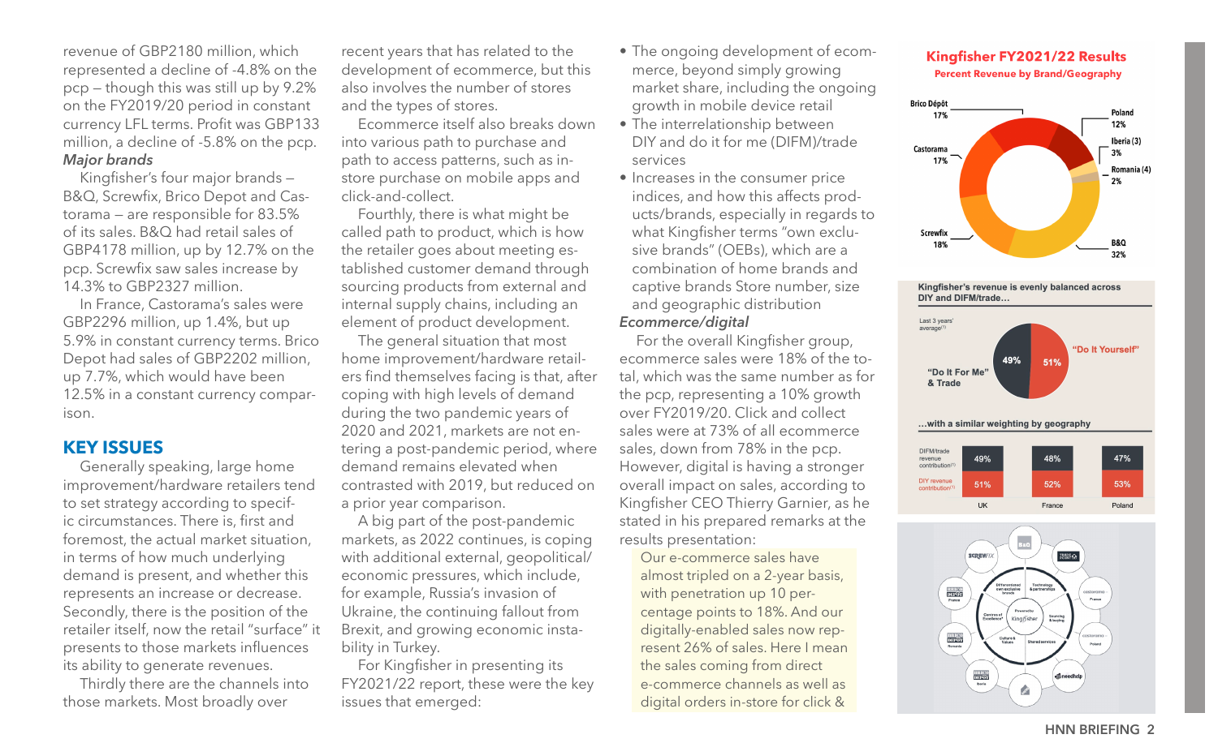revenue of GBP2180 million, which represented a decline of -4.8% on the pcp – though this was still up by 9.2% on the FY2019/20 period in constant currency LFL terms. Profit was GBP133 million, a decline of -5.8% on the pcp.

***Major brands***

Kingfisher's four major brands – B&Q, Screwfix, Brico Depot and Castorama – are responsible for 83.5% of its sales. B&Q had retail sales of GBP4178 million, up by 12.7% on the pcp. Screwfix saw sales increase by 14.3% to GBP2327 million.

In France, Castorama's sales were GBP2296 million, up 1.4%, but up 5.9% in constant currency terms. Brico Depot had sales of GBP2202 million, up 7.7%, which would have been 12.5% in a constant currency comparison.

## KEY ISSUES

Generally speaking, large home improvement/hardware retailers tend to specify strategy according to specific circumstances. There is, first and foremost, the actual market situation, in terms of how much underlying demand is present, and whether this represents an increase or decrease. Secondly, there is the position of the retailer itself, now the retail "surface" it presents to those markets influences its ability to generate revenues.

Thirdly there are the channels into those markets. Most broadly over recent years that has related to the development of ecommerce, but this also involves the number of stores and the types of stores.

Ecommerce itself also breaks down into various path to purchase and path to access patterns, such as in-store purchase on mobile apps and click-and-collect.

Fourthly, there is what might be called path to product, which is how the retailer goes about meeting established customer demand through sourcing products from external and internal supply chains, including an element of product development.

The general situation that most home improvement/hardware retailers find themselves facing is that, after coping with high levels of demand during the two pandemic years of 2020 and 2021, markets are not entering a post-pandemic period, where demand remains elevated when contrasted with 2019, but reduced on a prior year comparison.

A big part of the post-pandemic markets, as 2022 continues, is coping with additional external, geopolitical/economic pressures, which include, for example, Russia's invasion of Ukraine, the continuing fallout from Brexit, and growing economic instability in Turkey.

For Kingfisher in presenting its FY2021/22 report, these were the key issues that emerged:

- The ongoing development of ecommerce, beyond simply growing market share, including the ongoing growth in mobile device retail
- The interrelationship between DIY and do it for me (DIFM)/trade services
- Increases in the consumer price indices, and how this affects products/brands, especially in regards to what Kingfisher terms "own exclusive brands" (OEBs), which are a combination of home brands and captive brands Store number, size and geographic distribution

***Ecommerce/digital***

For the overall Kingfisher group, ecommerce sales were 18% of the total, which was the same number as for the pcp, representing a 10% growth over FY2019/20. Click and collect sales were at 73% of all ecommerce sales, down from 78% in the pcp. However, digital is having a stronger overall impact on sales, according to Kingfisher CEO Thierry Garnier, as he stated in his prepared remarks at the results presentation:

> Our e-commerce sales have almost tripled on a 2-year basis, with penetration up 10 percentage points to 18%. And our digitally-enabled sales now represent 26% of sales. Here I mean the sales coming from direct e-commerce channels as well as digital orders in-store for click &

**Kingfisher FY2021/22 Results**

**Percent Revenue by Brand/Geography**

| Brand/Geography | % |
|---|---|
| B&Q | 32% |
| Screwfix | 18% |
| Castorama | 17% |
| Brico Dépôt | 17% |
| Poland | 12% |
| Iberia (3) | 3% |
| Romania (4) | 2% |

**Kingfisher's revenue is evenly balanced across DIY and DIFM/trade…**

Last 3 years' average[1]: "Do It For Me" & Trade 49%; "Do It Yourself" 51%

**…with a similar weighting by geography**

| | UK | France | Poland |
|---|---|---|---|
| DIFM/trade revenue contribution[1] | 49% | 48% | 47% |
| DIY revenue contribution[1] | 51% | 52% | 53% |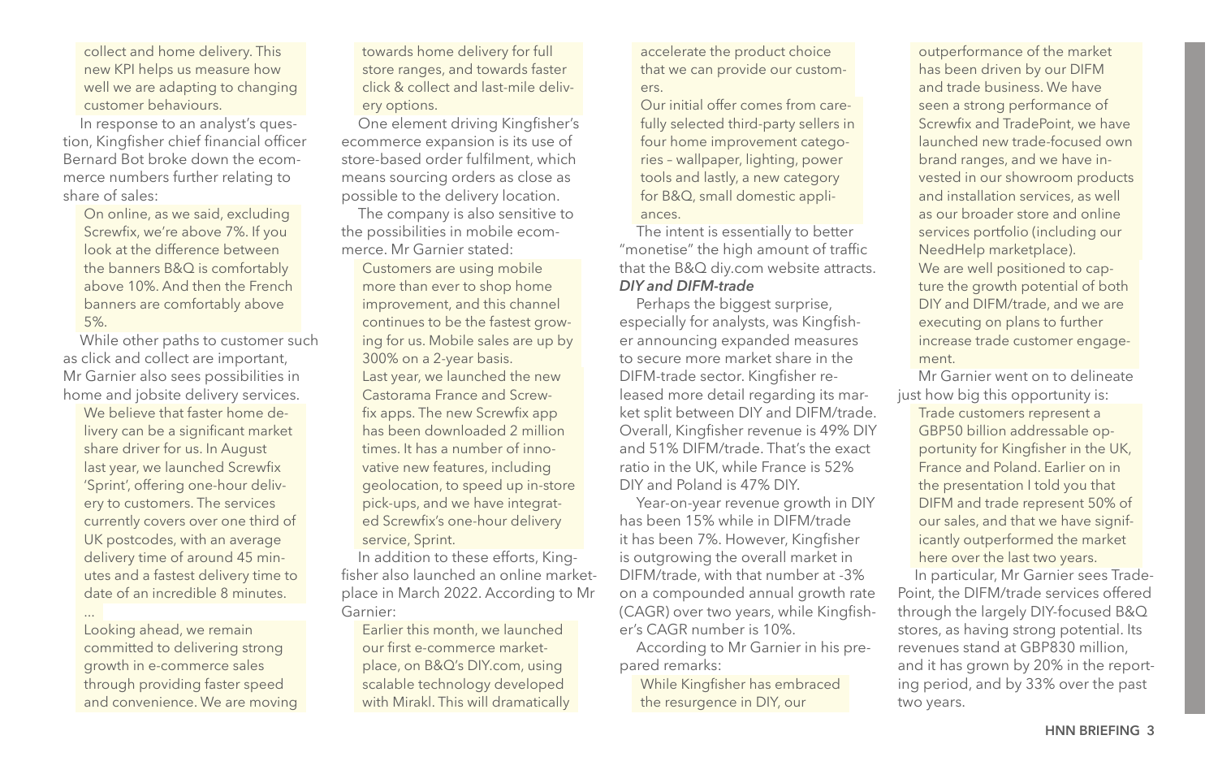collect and home delivery. This new KPI helps us measure how well we are adapting to changing customer behaviours.

In response to an analyst's question, Kingfisher chief financial officer Bernard Bot broke down the ecommerce numbers further relating to share of sales:

> On online, as we said, excluding Screwfix, we're above 7%. If you look at the difference between the banners B&Q is comfortably above 10%. And then the French banners are comfortably above 5%.

While other paths to customer such as click and collect are important, Mr Garnier also sees possibilities in home and jobsite delivery services.

> We believe that faster home delivery can be a significant market share driver for us. In August last year, we launched Screwfix 'Sprint', offering one-hour delivery to customers. The services currently covers over one third of UK postcodes, with an average delivery time of around 45 minutes and a fastest delivery time to date of an incredible 8 minutes.
>
> …
>
> Looking ahead, we remain committed to delivering strong growth in e-commerce sales through providing faster speed and convenience. We are moving towards home delivery for full store ranges, and towards faster click & collect and last-mile delivery options.

One element driving Kingfisher's ecommerce expansion is its use of store-based order fulfilment, which means sourcing orders as close as possible to the delivery location.

The company is also sensitive to the possibilities in mobile ecommerce. Mr Garnier stated:

> Customers are using mobile more than ever to shop home improvement, and this channel continues to be the fastest growing for us. Mobile sales are up by 300% on a 2-year basis.
>
> Last year, we launched the new Castorama France and Screwfix apps. The new Screwfix app has been downloaded 2 million times. It has a number of innovative new features, including geolocation, to speed up in-store pick-ups, and we have integrated Screwfix's one-hour delivery service, Sprint.

In addition to these efforts, Kingfisher also launched an online marketplace in March 2022. According to Mr Garnier:

> Earlier this month, we launched our first e-commerce marketplace, on B&Q's DIY.com, using scalable technology developed with Mirakl. This will dramatically accelerate the product choice that we can provide our customers.
>
> Our initial offer comes from carefully selected third-party sellers in four home improvement categories – wallpaper, lighting, power tools and lastly, a new category for B&Q, small domestic appliances.

The intent is essentially to better "monetise" the high amount of traffic that the B&Q diy.com website attracts.

### *DIY and DIFM-trade*

Perhaps the biggest surprise, especially for analysts, was Kingfisher announcing expanded measures to secure more market share in the DIFM-trade sector. Kingfisher released more detail regarding its market split between DIY and DIFM/trade. Overall, Kingfisher revenue is 49% DIY and 51% DIFM/trade. That's the exact ratio in the UK, while France is 52% DIY and Poland is 47% DIY.

Year-on-year revenue growth in DIY has been 15% while in DIFM/trade it has been 7%. However, Kingfisher is outgrowing the overall market in DIFM/trade, with that number at -3% on a compounded annual growth rate (CAGR) over two years, while Kingfisher's CAGR number is 10%.

According to Mr Garnier in his prepared remarks:

> While Kingfisher has embraced the resurgence in DIY, our outperformance of the market has been driven by our DIFM and trade business. We have seen a strong performance of Screwfix and TradePoint, we have launched new trade-focused own brand ranges, and we have invested in our showroom products and installation services, as well as our broader store and online services portfolio (including our NeedHelp marketplace).
>
> We are well positioned to capture the growth potential of both DIY and DIFM/trade, and we are executing on plans to further increase trade customer engagement.

Mr Garnier went on to delineate just how big this opportunity is:

> Trade customers represent a GBP50 billion addressable opportunity for Kingfisher in the UK, France and Poland. Earlier on in the presentation I told you that DIFM and trade represent 50% of our sales, and that we have significantly outperformed the market here over the last two years.

In particular, Mr Garnier sees TradePoint, the DIFM/trade services offered through the largely DIY-focused B&Q stores, as having strong potential. Its revenues stand at GBP830 million, and it has grown by 20% in the reporting period, and by 33% over the past two years.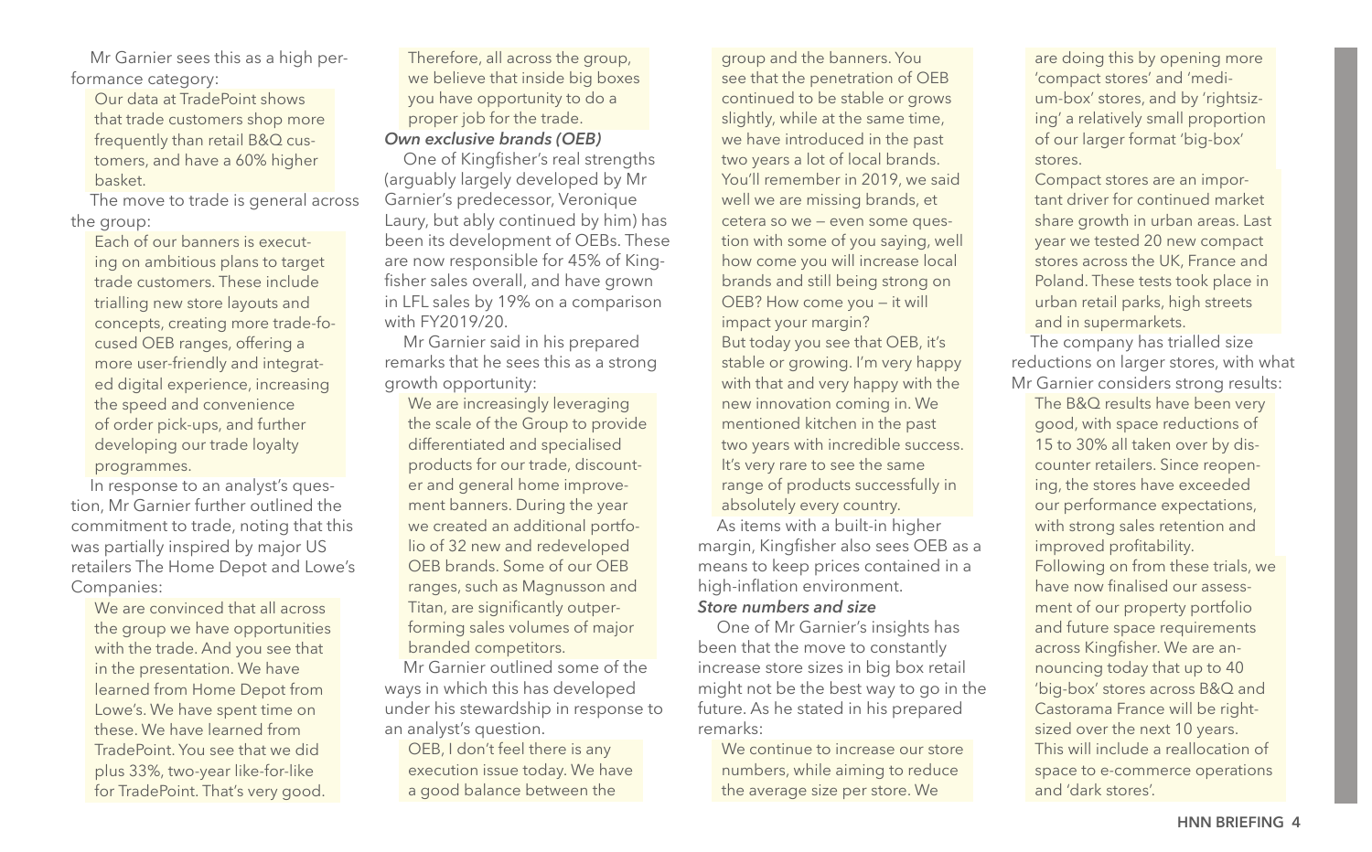Mr Garnier sees this as a high performance category:

> Our data at TradePoint shows that trade customers shop more frequently than retail B&Q customers, and have a 60% higher basket.

The move to trade is general across the group:

> Each of our banners is executing on ambitious plans to target trade customers. These include trialling new store layouts and concepts, creating more trade-focused OEB ranges, offering a more user-friendly and integrated digital experience, increasing the speed and convenience of order pick-ups, and further developing our trade loyalty programmes.

In response to an analyst's question, Mr Garnier further outlined the commitment to trade, noting that this was partially inspired by major US retailers The Home Depot and Lowe's Companies:

> We are convinced that all across the group we have opportunities with the trade. And you see that in the presentation. We have learned from Home Depot from Lowe's. We have spent time on these. We have learned from TradePoint. You see that we did plus 33%, two-year like-for-like for TradePoint. That's very good. Therefore, all across the group, we believe that inside big boxes you have opportunity to do a proper job for the trade.

### *Own exclusive brands (OEB)*

One of Kingfisher's real strengths (arguably largely developed by Mr Garnier's predecessor, Veronique Laury, but ably continued by him) has been its development of OEBs. These are now responsible for 45% of Kingfisher sales overall, and have grown in LFL sales by 19% on a comparison with FY2019/20.

Mr Garnier said in his prepared remarks that he sees this as a strong growth opportunity:

> We are increasingly leveraging the scale of the Group to provide differentiated and specialised products for our trade, discounter and general home improvement banners. During the year we created an additional portfolio of 32 new and redeveloped OEB brands. Some of our OEB ranges, such as Magnusson and Titan, are significantly outperforming sales volumes of major branded competitors.

Mr Garnier outlined some of the ways in which this has developed under his stewardship in response to an analyst's question.

> OEB, I don't feel there is any execution issue today. We have a good balance between the group and the banners. You see that the penetration of OEB continued to be stable or grows slightly, while at the same time, we have introduced in the past two years a lot of local brands. You'll remember in 2019, we said well we are missing brands, et cetera so we — even some question with some of you saying, well how come you will increase local brands and still being strong on OEB? How come you — it will impact your margin?
>
> But today you see that OEB, it's stable or growing. I'm very happy with that and very happy with the new innovation coming in. We mentioned kitchen in the past two years with incredible success. It's very rare to see the same range of products successfully in absolutely every country.

As items with a built-in higher margin, Kingfisher also sees OEB as a means to keep prices contained in a high-inflation environment.

### *Store numbers and size*

One of Mr Garnier's insights has been that the move to constantly increase store sizes in big box retail might not be the best way to go in the future. As he stated in his prepared remarks:

> We continue to increase our store numbers, while aiming to reduce the average size per store. We are doing this by opening more 'compact stores' and 'medium-box' stores, and by 'rightsizing' a relatively small proportion of our larger format 'big-box' stores.
>
> Compact stores are an important driver for continued market share growth in urban areas. Last year we tested 20 new compact stores across the UK, France and Poland. These tests took place in urban retail parks, high streets and in supermarkets.

The company has trialled size reductions on larger stores, with what Mr Garnier considers strong results:

> The B&Q results have been very good, with space reductions of 15 to 30% all taken over by discounter retailers. Since reopening, the stores have exceeded our performance expectations, with strong sales retention and improved profitability.
>
> Following on from these trials, we have now finalised our assessment of our property portfolio and future space requirements across Kingfisher. We are announcing today that up to 40 'big-box' stores across B&Q and Castorama France will be rightsized over the next 10 years. This will include a reallocation of space to e-commerce operations and 'dark stores'.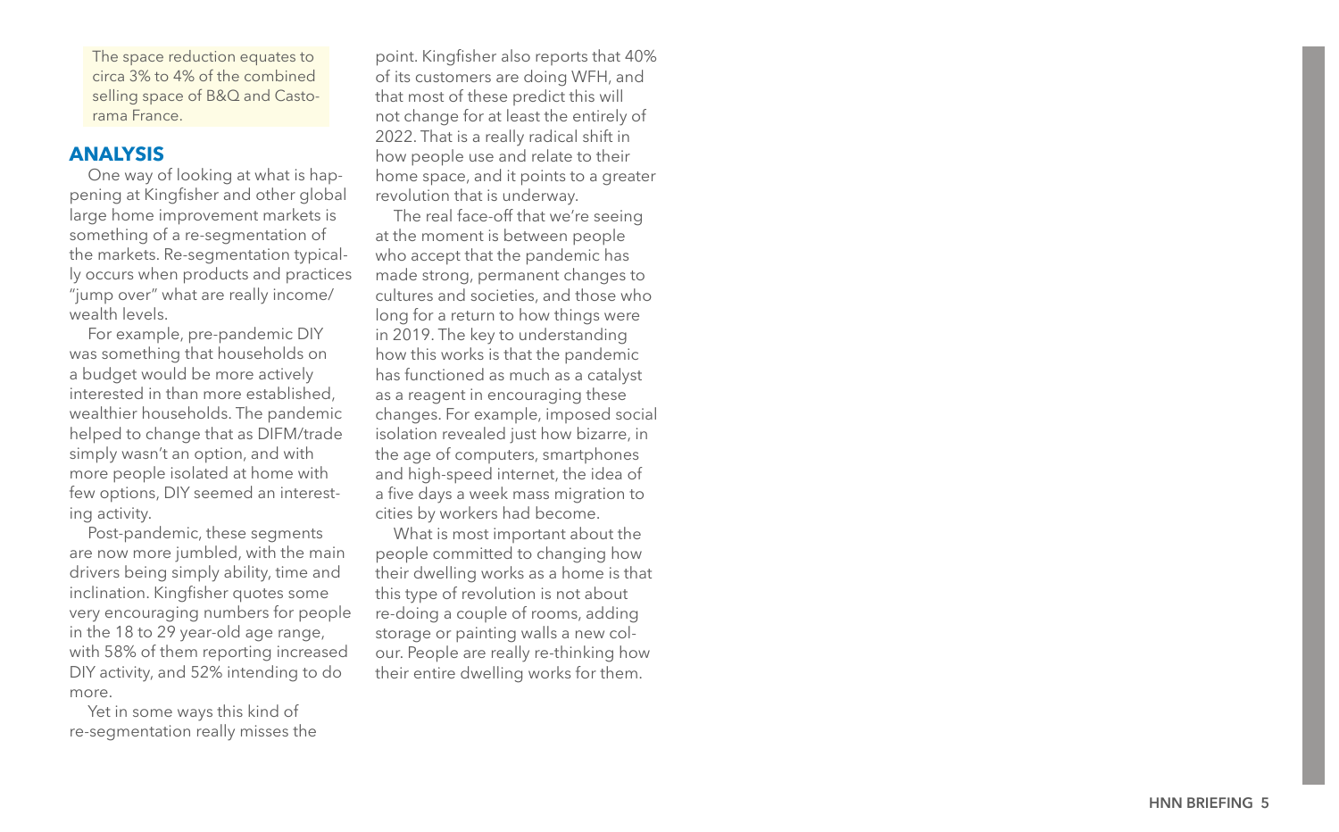The space reduction equates to circa 3% to 4% of the combined selling space of B&Q and Castorama France.

## ANALYSIS

One way of looking at what is happening at Kingfisher and other global large home improvement markets is something of a re-segmentation of the markets. Re-segmentation typically occurs when products and practices "jump over" what are really income/ wealth levels.

For example, pre-pandemic DIY was something that households on a budget would be more actively interested in than more established, wealthier households. The pandemic helped to change that as DIFM/trade simply wasn't an option, and with more people isolated at home with few options, DIY seemed an interesting activity.

Post-pandemic, these segments are now more jumbled, with the main drivers being simply ability, time and inclination. Kingfisher quotes some very encouraging numbers for people in the 18 to 29 year-old age range, with 58% of them reporting increased DIY activity, and 52% intending to do more.

Yet in some ways this kind of re-segmentation really misses the point. Kingfisher also reports that 40% of its customers are doing WFH, and that most of these predict this will not change for at least the entirely of 2022. That is a really radical shift in how people use and relate to their home space, and it points to a greater revolution that is underway.

The real face-off that we're seeing at the moment is between people who accept that the pandemic has made strong, permanent changes to cultures and societies, and those who long for a return to how things were in 2019. The key to understanding how this works is that the pandemic has functioned as much as a catalyst as a reagent in encouraging these changes. For example, imposed social isolation revealed just how bizarre, in the age of computers, smartphones and high-speed internet, the idea of a five days a week mass migration to cities by workers had become.

What is most important about the people committed to changing how their dwelling works as a home is that this type of revolution is not about re-doing a couple of rooms, adding storage or painting walls a new colour. People are really re-thinking how their entire dwelling works for them.